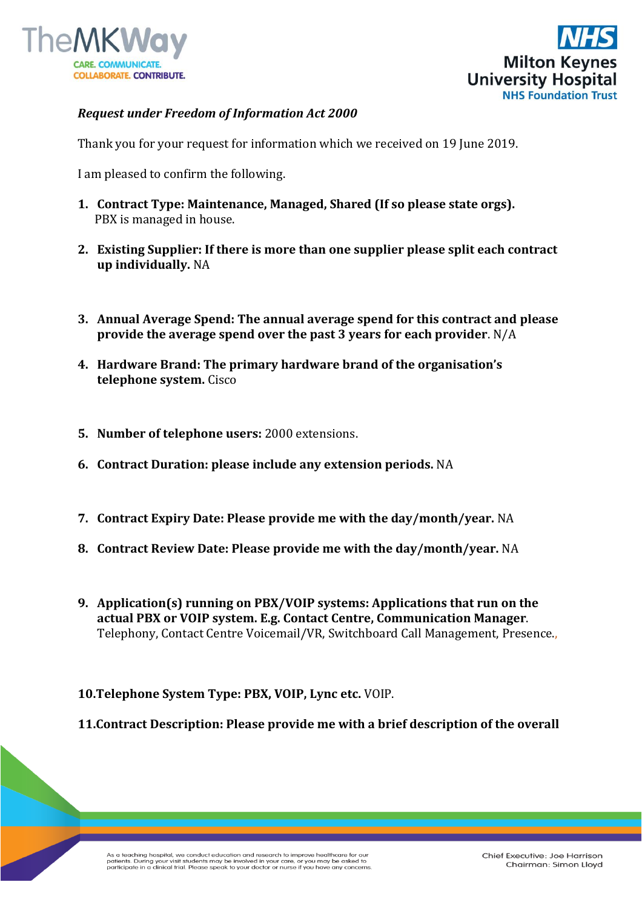*Request under Freedom of Information Act 2000*

Thank you for your request for information which we received on 19 June 2019.

I am pleased to confirm the following.

1. **Contract Type: Maintenance, Managed, Shared (If so please state orgs).**
   PBX is managed in house.

2. **Existing Supplier: If there is more than one supplier please split each contract up individually.** NA

3. **Annual Average Spend: The annual average spend for this contract and please provide the average spend over the past 3 years for each provider**. N/A

4. **Hardware Brand: The primary hardware brand of the organisation's telephone system.** Cisco

5. **Number of telephone users:** 2000 extensions.

6. **Contract Duration: please include any extension periods.** NA

7. **Contract Expiry Date: Please provide me with the day/month/year.** NA

8. **Contract Review Date: Please provide me with the day/month/year.** NA

9. **Application(s) running on PBX/VOIP systems: Applications that run on the actual PBX or VOIP system. E.g. Contact Centre, Communication Manager**. Telephony, Contact Centre Voicemail/VR, Switchboard Call Management, Presence.,

10. **Telephone System Type: PBX, VOIP, Lync etc.** VOIP.

11. **Contract Description: Please provide me with a brief description of the overall**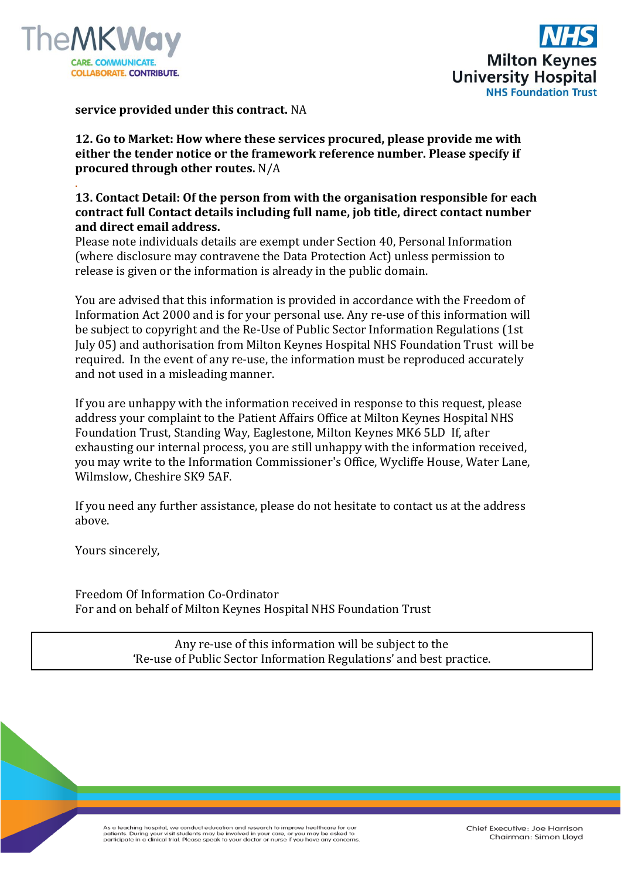**service provided under this contract.** NA

**12. Go to Market: How where these services procured, please provide me with either the tender notice or the framework reference number. Please specify if procured through other routes.** N/A

**13. Contact Detail: Of the person from with the organisation responsible for each contract full Contact details including full name, job title, direct contact number and direct email address.**
Please note individuals details are exempt under Section 40, Personal Information (where disclosure may contravene the Data Protection Act) unless permission to release is given or the information is already in the public domain.

You are advised that this information is provided in accordance with the Freedom of Information Act 2000 and is for your personal use. Any re-use of this information will be subject to copyright and the Re-Use of Public Sector Information Regulations (1st July 05) and authorisation from Milton Keynes Hospital NHS Foundation Trust will be required. In the event of any re-use, the information must be reproduced accurately and not used in a misleading manner.

If you are unhappy with the information received in response to this request, please address your complaint to the Patient Affairs Office at Milton Keynes Hospital NHS Foundation Trust, Standing Way, Eaglestone, Milton Keynes MK6 5LD If, after exhausting our internal process, you are still unhappy with the information received, you may write to the Information Commissioner's Office, Wycliffe House, Water Lane, Wilmslow, Cheshire SK9 5AF.

If you need any further assistance, please do not hesitate to contact us at the address above.

Yours sincerely,

Freedom Of Information Co-Ordinator
For and on behalf of Milton Keynes Hospital NHS Foundation Trust

Any re-use of this information will be subject to the
'Re-use of Public Sector Information Regulations' and best practice.